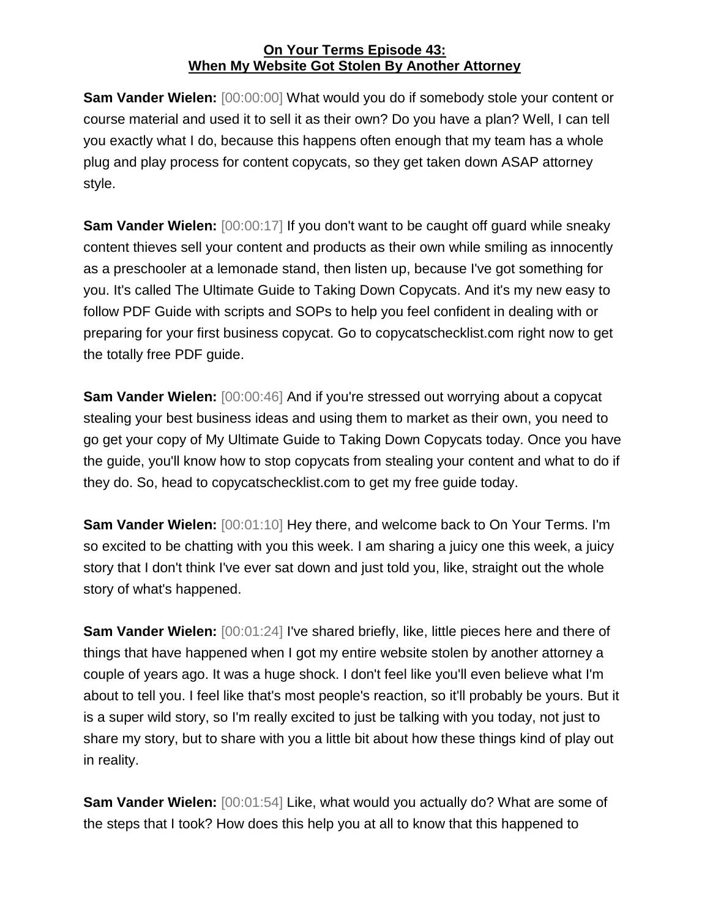**On Your Terms Episode 43:**
**When My Website Got Stolen By Another Attorney**

**Sam Vander Wielen:** [00:00:00] What would you do if somebody stole your content or course material and used it to sell it as their own? Do you have a plan? Well, I can tell you exactly what I do, because this happens often enough that my team has a whole plug and play process for content copycats, so they get taken down ASAP attorney style.

**Sam Vander Wielen:** [00:00:17] If you don't want to be caught off guard while sneaky content thieves sell your content and products as their own while smiling as innocently as a preschooler at a lemonade stand, then listen up, because I've got something for you. It's called The Ultimate Guide to Taking Down Copycats. And it's my new easy to follow PDF Guide with scripts and SOPs to help you feel confident in dealing with or preparing for your first business copycat. Go to copycatschecklist.com right now to get the totally free PDF guide.

**Sam Vander Wielen:** [00:00:46] And if you're stressed out worrying about a copycat stealing your best business ideas and using them to market as their own, you need to go get your copy of My Ultimate Guide to Taking Down Copycats today. Once you have the guide, you'll know how to stop copycats from stealing your content and what to do if they do. So, head to copycatschecklist.com to get my free guide today.

**Sam Vander Wielen:** [00:01:10] Hey there, and welcome back to On Your Terms. I'm so excited to be chatting with you this week. I am sharing a juicy one this week, a juicy story that I don't think I've ever sat down and just told you, like, straight out the whole story of what's happened.

**Sam Vander Wielen:** [00:01:24] I've shared briefly, like, little pieces here and there of things that have happened when I got my entire website stolen by another attorney a couple of years ago. It was a huge shock. I don't feel like you'll even believe what I'm about to tell you. I feel like that's most people's reaction, so it'll probably be yours. But it is a super wild story, so I'm really excited to just be talking with you today, not just to share my story, but to share with you a little bit about how these things kind of play out in reality.

**Sam Vander Wielen:** [00:01:54] Like, what would you actually do? What are some of the steps that I took? How does this help you at all to know that this happened to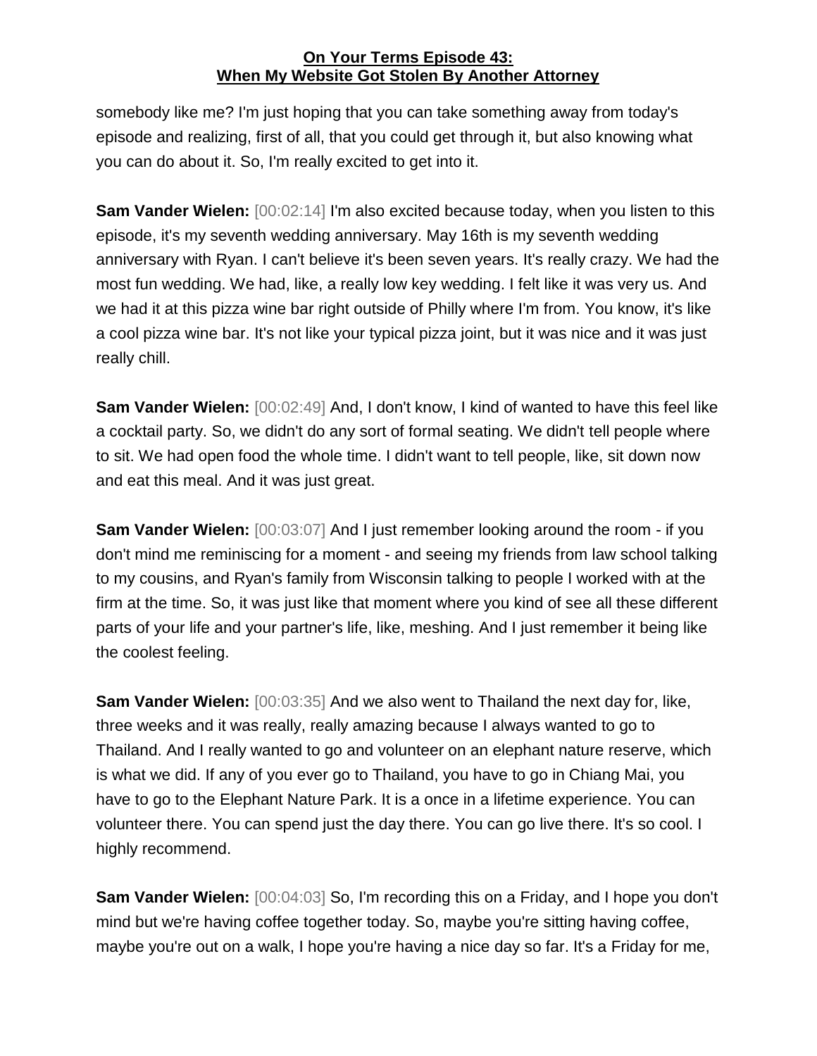somebody like me? I'm just hoping that you can take something away from today's episode and realizing, first of all, that you could get through it, but also knowing what you can do about it. So, I'm really excited to get into it.

**Sam Vander Wielen:** [00:02:14] I'm also excited because today, when you listen to this episode, it's my seventh wedding anniversary. May 16th is my seventh wedding anniversary with Ryan. I can't believe it's been seven years. It's really crazy. We had the most fun wedding. We had, like, a really low key wedding. I felt like it was very us. And we had it at this pizza wine bar right outside of Philly where I'm from. You know, it's like a cool pizza wine bar. It's not like your typical pizza joint, but it was nice and it was just really chill.

**Sam Vander Wielen:** [00:02:49] And, I don't know, I kind of wanted to have this feel like a cocktail party. So, we didn't do any sort of formal seating. We didn't tell people where to sit. We had open food the whole time. I didn't want to tell people, like, sit down now and eat this meal. And it was just great.

**Sam Vander Wielen:** [00:03:07] And I just remember looking around the room - if you don't mind me reminiscing for a moment - and seeing my friends from law school talking to my cousins, and Ryan's family from Wisconsin talking to people I worked with at the firm at the time. So, it was just like that moment where you kind of see all these different parts of your life and your partner's life, like, meshing. And I just remember it being like the coolest feeling.

**Sam Vander Wielen:** [00:03:35] And we also went to Thailand the next day for, like, three weeks and it was really, really amazing because I always wanted to go to Thailand. And I really wanted to go and volunteer on an elephant nature reserve, which is what we did. If any of you ever go to Thailand, you have to go in Chiang Mai, you have to go to the Elephant Nature Park. It is a once in a lifetime experience. You can volunteer there. You can spend just the day there. You can go live there. It's so cool. I highly recommend.

**Sam Vander Wielen:** [00:04:03] So, I'm recording this on a Friday, and I hope you don't mind but we're having coffee together today. So, maybe you're sitting having coffee, maybe you're out on a walk, I hope you're having a nice day so far. It's a Friday for me,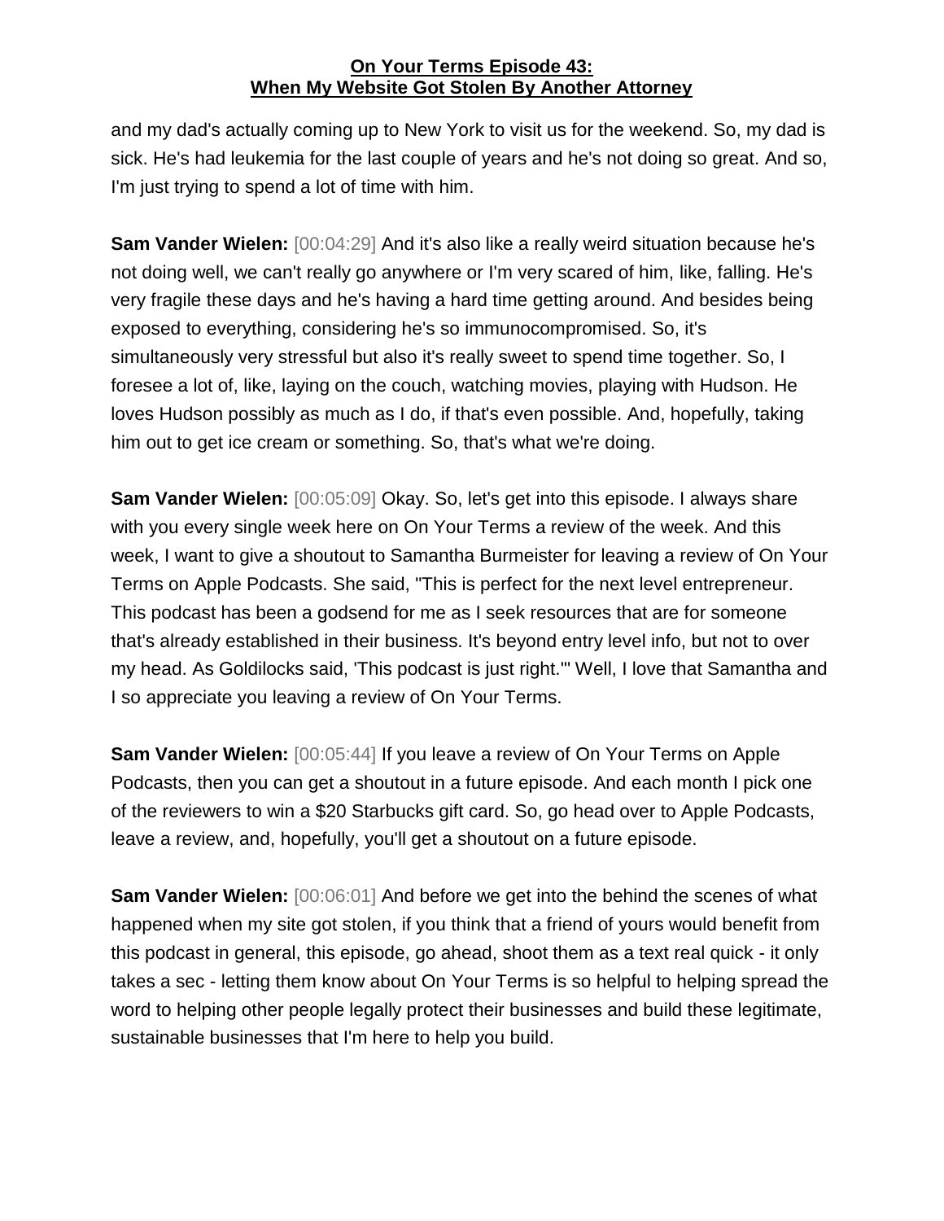and my dad's actually coming up to New York to visit us for the weekend. So, my dad is sick. He's had leukemia for the last couple of years and he's not doing so great. And so, I'm just trying to spend a lot of time with him.

**Sam Vander Wielen:** [00:04:29] And it's also like a really weird situation because he's not doing well, we can't really go anywhere or I'm very scared of him, like, falling. He's very fragile these days and he's having a hard time getting around. And besides being exposed to everything, considering he's so immunocompromised. So, it's simultaneously very stressful but also it's really sweet to spend time together. So, I foresee a lot of, like, laying on the couch, watching movies, playing with Hudson. He loves Hudson possibly as much as I do, if that's even possible. And, hopefully, taking him out to get ice cream or something. So, that's what we're doing.

**Sam Vander Wielen:** [00:05:09] Okay. So, let's get into this episode. I always share with you every single week here on On Your Terms a review of the week. And this week, I want to give a shoutout to Samantha Burmeister for leaving a review of On Your Terms on Apple Podcasts. She said, "This is perfect for the next level entrepreneur. This podcast has been a godsend for me as I seek resources that are for someone that's already established in their business. It's beyond entry level info, but not to over my head. As Goldilocks said, 'This podcast is just right.'" Well, I love that Samantha and I so appreciate you leaving a review of On Your Terms.

**Sam Vander Wielen:** [00:05:44] If you leave a review of On Your Terms on Apple Podcasts, then you can get a shoutout in a future episode. And each month I pick one of the reviewers to win a $20 Starbucks gift card. So, go head over to Apple Podcasts, leave a review, and, hopefully, you'll get a shoutout on a future episode.

**Sam Vander Wielen:** [00:06:01] And before we get into the behind the scenes of what happened when my site got stolen, if you think that a friend of yours would benefit from this podcast in general, this episode, go ahead, shoot them as a text real quick - it only takes a sec - letting them know about On Your Terms is so helpful to helping spread the word to helping other people legally protect their businesses and build these legitimate, sustainable businesses that I'm here to help you build.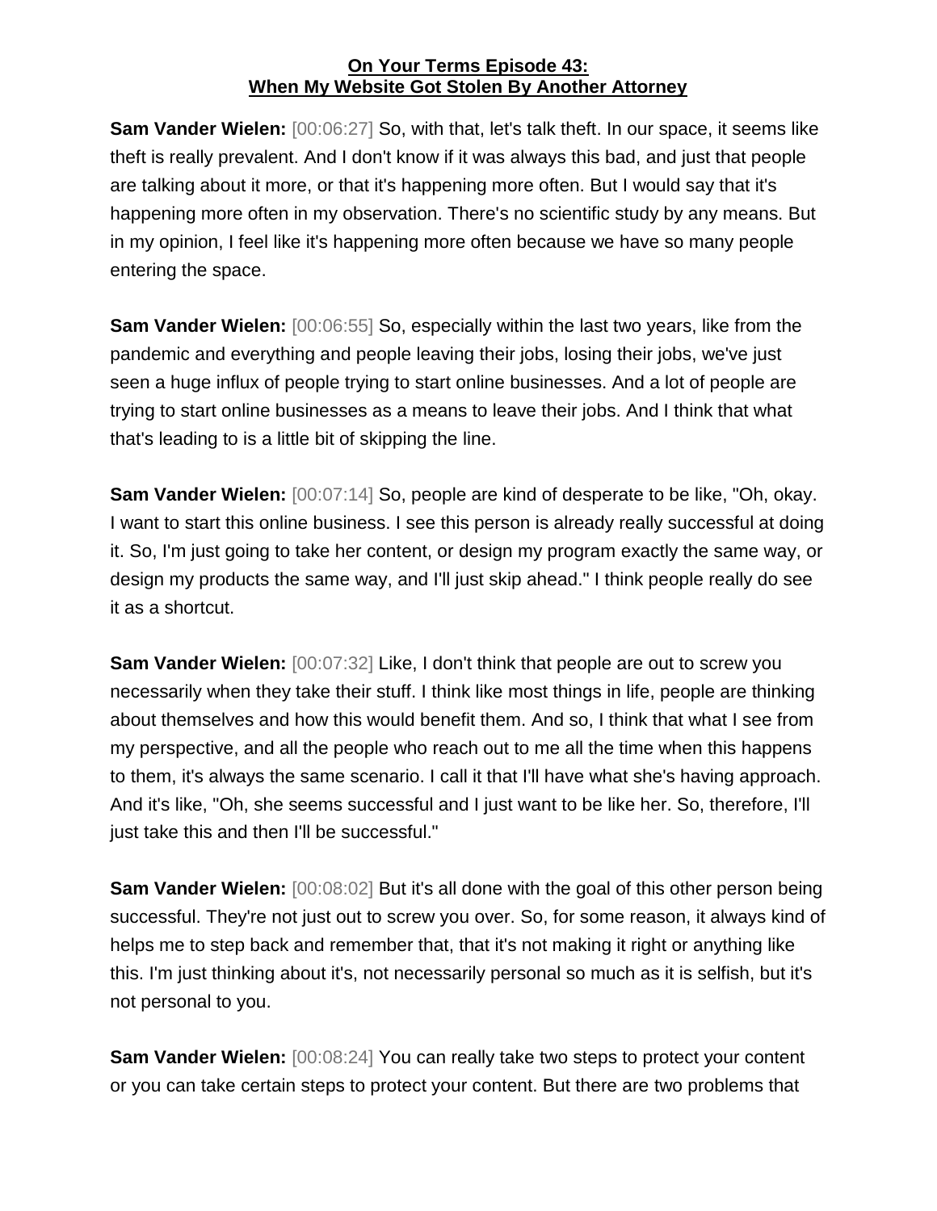**Sam Vander Wielen:** [00:06:27] So, with that, let's talk theft. In our space, it seems like theft is really prevalent. And I don't know if it was always this bad, and just that people are talking about it more, or that it's happening more often. But I would say that it's happening more often in my observation. There's no scientific study by any means. But in my opinion, I feel like it's happening more often because we have so many people entering the space.

**Sam Vander Wielen:** [00:06:55] So, especially within the last two years, like from the pandemic and everything and people leaving their jobs, losing their jobs, we've just seen a huge influx of people trying to start online businesses. And a lot of people are trying to start online businesses as a means to leave their jobs. And I think that what that's leading to is a little bit of skipping the line.

**Sam Vander Wielen:** [00:07:14] So, people are kind of desperate to be like, "Oh, okay. I want to start this online business. I see this person is already really successful at doing it. So, I'm just going to take her content, or design my program exactly the same way, or design my products the same way, and I'll just skip ahead." I think people really do see it as a shortcut.

**Sam Vander Wielen:** [00:07:32] Like, I don't think that people are out to screw you necessarily when they take their stuff. I think like most things in life, people are thinking about themselves and how this would benefit them. And so, I think that what I see from my perspective, and all the people who reach out to me all the time when this happens to them, it's always the same scenario. I call it that I'll have what she's having approach. And it's like, "Oh, she seems successful and I just want to be like her. So, therefore, I'll just take this and then I'll be successful."

**Sam Vander Wielen:** [00:08:02] But it's all done with the goal of this other person being successful. They're not just out to screw you over. So, for some reason, it always kind of helps me to step back and remember that, that it's not making it right or anything like this. I'm just thinking about it's, not necessarily personal so much as it is selfish, but it's not personal to you.

**Sam Vander Wielen:** [00:08:24] You can really take two steps to protect your content or you can take certain steps to protect your content. But there are two problems that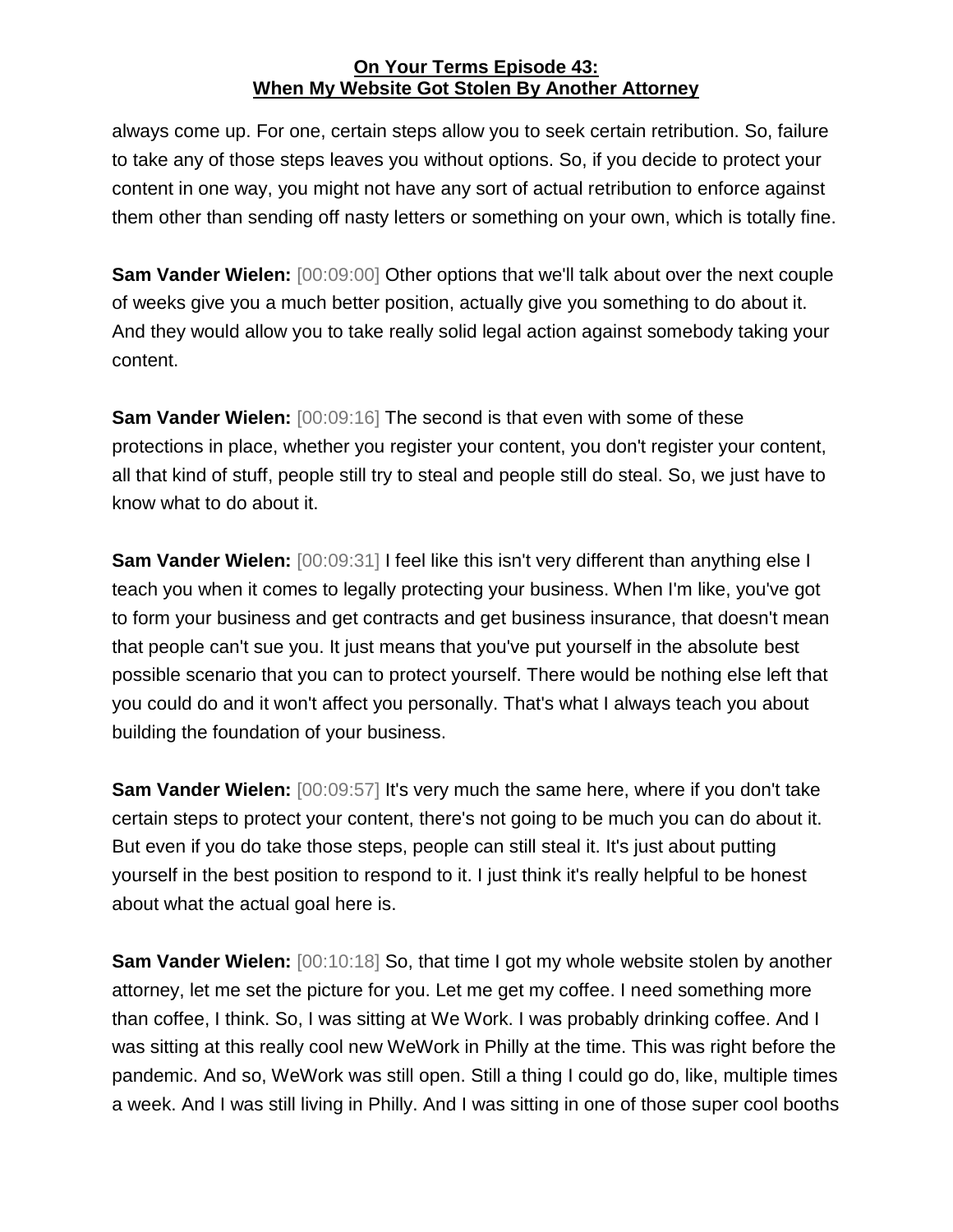always come up. For one, certain steps allow you to seek certain retribution. So, failure to take any of those steps leaves you without options. So, if you decide to protect your content in one way, you might not have any sort of actual retribution to enforce against them other than sending off nasty letters or something on your own, which is totally fine.

**Sam Vander Wielen:** [00:09:00] Other options that we'll talk about over the next couple of weeks give you a much better position, actually give you something to do about it. And they would allow you to take really solid legal action against somebody taking your content.

**Sam Vander Wielen:** [00:09:16] The second is that even with some of these protections in place, whether you register your content, you don't register your content, all that kind of stuff, people still try to steal and people still do steal. So, we just have to know what to do about it.

**Sam Vander Wielen:** [00:09:31] I feel like this isn't very different than anything else I teach you when it comes to legally protecting your business. When I'm like, you've got to form your business and get contracts and get business insurance, that doesn't mean that people can't sue you. It just means that you've put yourself in the absolute best possible scenario that you can to protect yourself. There would be nothing else left that you could do and it won't affect you personally. That's what I always teach you about building the foundation of your business.

**Sam Vander Wielen:** [00:09:57] It's very much the same here, where if you don't take certain steps to protect your content, there's not going to be much you can do about it. But even if you do take those steps, people can still steal it. It's just about putting yourself in the best position to respond to it. I just think it's really helpful to be honest about what the actual goal here is.

**Sam Vander Wielen:** [00:10:18] So, that time I got my whole website stolen by another attorney, let me set the picture for you. Let me get my coffee. I need something more than coffee, I think. So, I was sitting at We Work. I was probably drinking coffee. And I was sitting at this really cool new WeWork in Philly at the time. This was right before the pandemic. And so, WeWork was still open. Still a thing I could go do, like, multiple times a week. And I was still living in Philly. And I was sitting in one of those super cool booths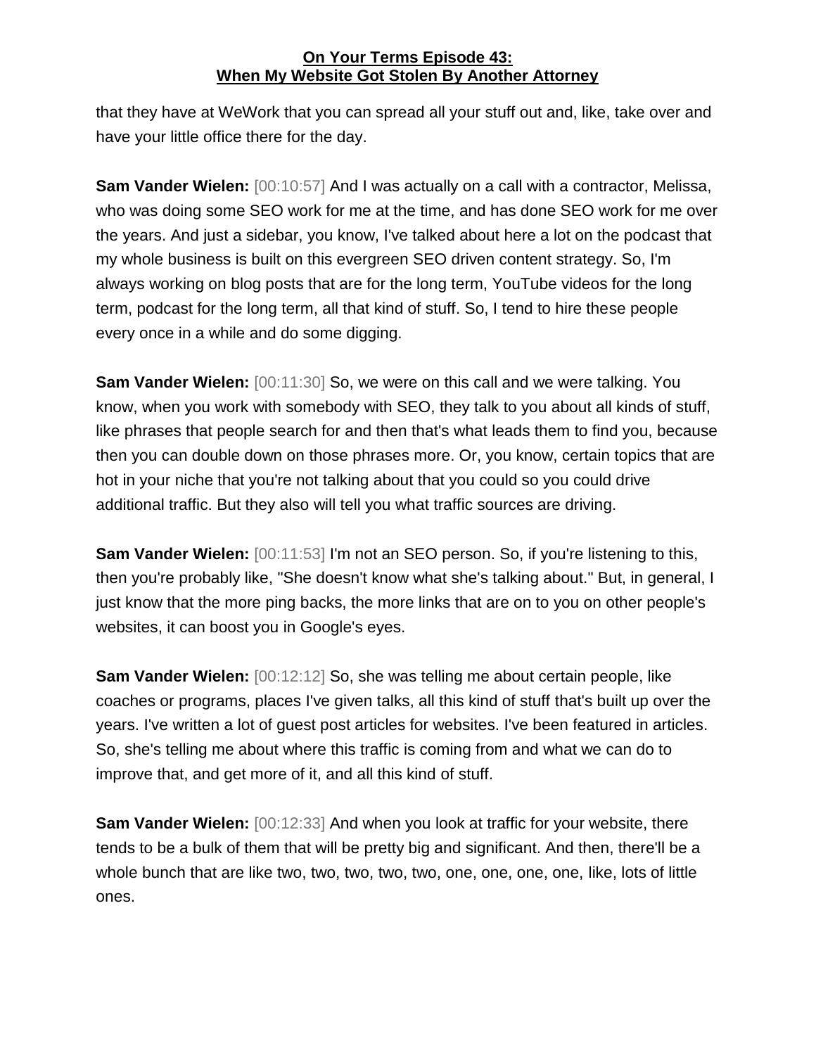that they have at WeWork that you can spread all your stuff out and, like, take over and have your little office there for the day.

**Sam Vander Wielen:** [00:10:57] And I was actually on a call with a contractor, Melissa, who was doing some SEO work for me at the time, and has done SEO work for me over the years. And just a sidebar, you know, I've talked about here a lot on the podcast that my whole business is built on this evergreen SEO driven content strategy. So, I'm always working on blog posts that are for the long term, YouTube videos for the long term, podcast for the long term, all that kind of stuff. So, I tend to hire these people every once in a while and do some digging.

**Sam Vander Wielen:** [00:11:30] So, we were on this call and we were talking. You know, when you work with somebody with SEO, they talk to you about all kinds of stuff, like phrases that people search for and then that's what leads them to find you, because then you can double down on those phrases more. Or, you know, certain topics that are hot in your niche that you're not talking about that you could so you could drive additional traffic. But they also will tell you what traffic sources are driving.

**Sam Vander Wielen:** [00:11:53] I'm not an SEO person. So, if you're listening to this, then you're probably like, "She doesn't know what she's talking about." But, in general, I just know that the more ping backs, the more links that are on to you on other people's websites, it can boost you in Google's eyes.

**Sam Vander Wielen:** [00:12:12] So, she was telling me about certain people, like coaches or programs, places I've given talks, all this kind of stuff that's built up over the years. I've written a lot of guest post articles for websites. I've been featured in articles. So, she's telling me about where this traffic is coming from and what we can do to improve that, and get more of it, and all this kind of stuff.

**Sam Vander Wielen:** [00:12:33] And when you look at traffic for your website, there tends to be a bulk of them that will be pretty big and significant. And then, there'll be a whole bunch that are like two, two, two, two, two, one, one, one, one, like, lots of little ones.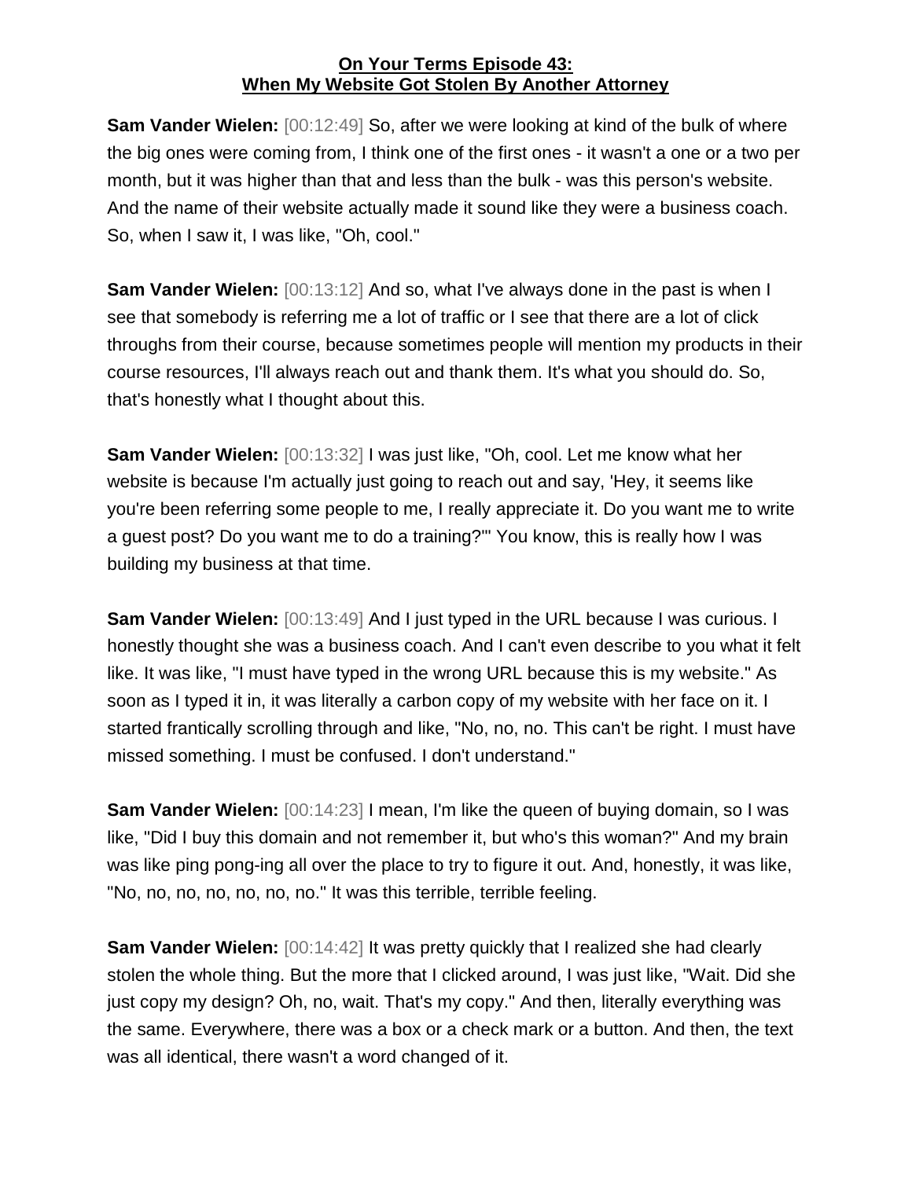**On Your Terms Episode 43:**
**When My Website Got Stolen By Another Attorney**

**Sam Vander Wielen:** [00:12:49] So, after we were looking at kind of the bulk of where the big ones were coming from, I think one of the first ones - it wasn't a one or a two per month, but it was higher than that and less than the bulk - was this person's website. And the name of their website actually made it sound like they were a business coach. So, when I saw it, I was like, "Oh, cool."

**Sam Vander Wielen:** [00:13:12] And so, what I've always done in the past is when I see that somebody is referring me a lot of traffic or I see that there are a lot of click throughs from their course, because sometimes people will mention my products in their course resources, I'll always reach out and thank them. It's what you should do. So, that's honestly what I thought about this.

**Sam Vander Wielen:** [00:13:32] I was just like, "Oh, cool. Let me know what her website is because I'm actually just going to reach out and say, 'Hey, it seems like you're been referring some people to me, I really appreciate it. Do you want me to write a guest post? Do you want me to do a training?'" You know, this is really how I was building my business at that time.

**Sam Vander Wielen:** [00:13:49] And I just typed in the URL because I was curious. I honestly thought she was a business coach. And I can't even describe to you what it felt like. It was like, "I must have typed in the wrong URL because this is my website." As soon as I typed it in, it was literally a carbon copy of my website with her face on it. I started frantically scrolling through and like, "No, no, no. This can't be right. I must have missed something. I must be confused. I don't understand."

**Sam Vander Wielen:** [00:14:23] I mean, I'm like the queen of buying domain, so I was like, "Did I buy this domain and not remember it, but who's this woman?" And my brain was like ping pong-ing all over the place to try to figure it out. And, honestly, it was like, "No, no, no, no, no, no, no." It was this terrible, terrible feeling.

**Sam Vander Wielen:** [00:14:42] It was pretty quickly that I realized she had clearly stolen the whole thing. But the more that I clicked around, I was just like, "Wait. Did she just copy my design? Oh, no, wait. That's my copy." And then, literally everything was the same. Everywhere, there was a box or a check mark or a button. And then, the text was all identical, there wasn't a word changed of it.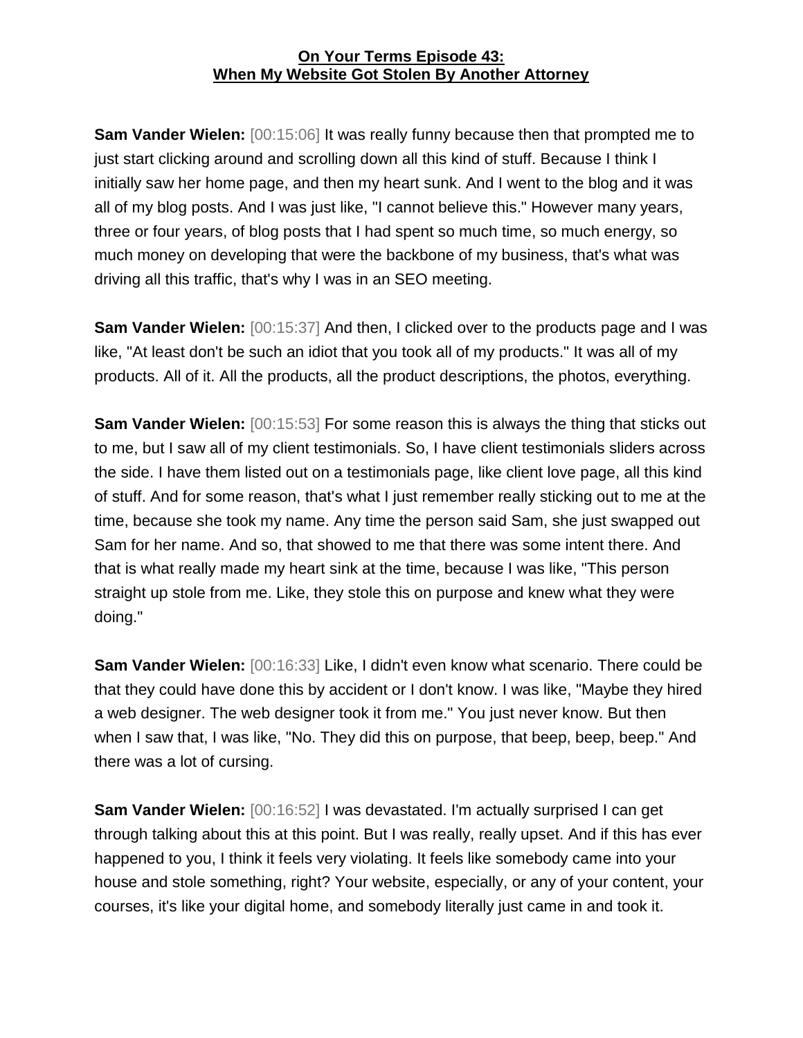**On Your Terms Episode 43:**
**When My Website Got Stolen By Another Attorney**

**Sam Vander Wielen:** [00:15:06] It was really funny because then that prompted me to just start clicking around and scrolling down all this kind of stuff. Because I think I initially saw her home page, and then my heart sunk. And I went to the blog and it was all of my blog posts. And I was just like, "I cannot believe this." However many years, three or four years, of blog posts that I had spent so much time, so much energy, so much money on developing that were the backbone of my business, that's what was driving all this traffic, that's why I was in an SEO meeting.

**Sam Vander Wielen:** [00:15:37] And then, I clicked over to the products page and I was like, "At least don't be such an idiot that you took all of my products." It was all of my products. All of it. All the products, all the product descriptions, the photos, everything.

**Sam Vander Wielen:** [00:15:53] For some reason this is always the thing that sticks out to me, but I saw all of my client testimonials. So, I have client testimonials sliders across the side. I have them listed out on a testimonials page, like client love page, all this kind of stuff. And for some reason, that's what I just remember really sticking out to me at the time, because she took my name. Any time the person said Sam, she just swapped out Sam for her name. And so, that showed to me that there was some intent there. And that is what really made my heart sink at the time, because I was like, "This person straight up stole from me. Like, they stole this on purpose and knew what they were doing."

**Sam Vander Wielen:** [00:16:33] Like, I didn't even know what scenario. There could be that they could have done this by accident or I don't know. I was like, "Maybe they hired a web designer. The web designer took it from me." You just never know. But then when I saw that, I was like, "No. They did this on purpose, that beep, beep, beep." And there was a lot of cursing.

**Sam Vander Wielen:** [00:16:52] I was devastated. I'm actually surprised I can get through talking about this at this point. But I was really, really upset. And if this has ever happened to you, I think it feels very violating. It feels like somebody came into your house and stole something, right? Your website, especially, or any of your content, your courses, it's like your digital home, and somebody literally just came in and took it.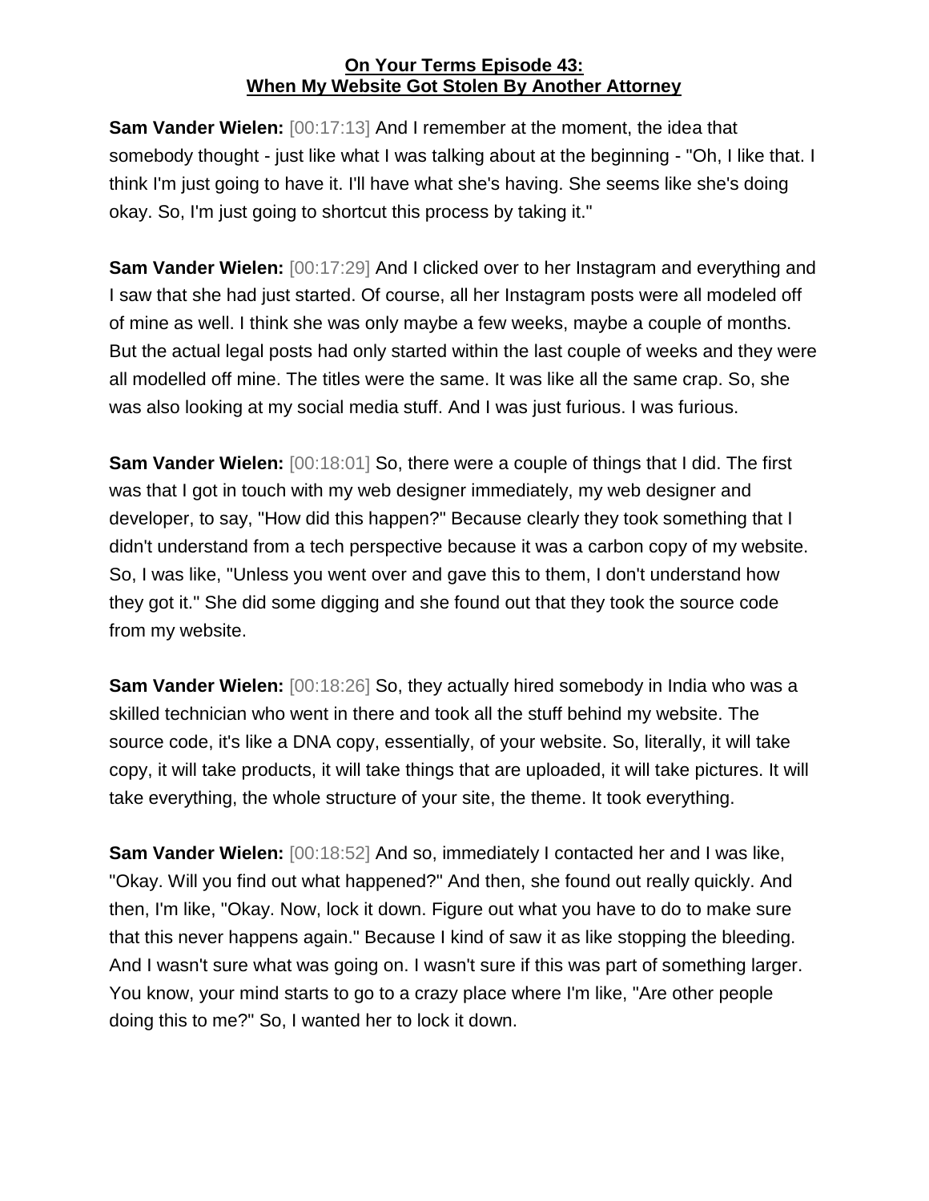**On Your Terms Episode 43:**
**When My Website Got Stolen By Another Attorney**

**Sam Vander Wielen:** [00:17:13] And I remember at the moment, the idea that somebody thought - just like what I was talking about at the beginning - "Oh, I like that. I think I'm just going to have it. I'll have what she's having. She seems like she's doing okay. So, I'm just going to shortcut this process by taking it."

**Sam Vander Wielen:** [00:17:29] And I clicked over to her Instagram and everything and I saw that she had just started. Of course, all her Instagram posts were all modeled off of mine as well. I think she was only maybe a few weeks, maybe a couple of months. But the actual legal posts had only started within the last couple of weeks and they were all modelled off mine. The titles were the same. It was like all the same crap. So, she was also looking at my social media stuff. And I was just furious. I was furious.

**Sam Vander Wielen:** [00:18:01] So, there were a couple of things that I did. The first was that I got in touch with my web designer immediately, my web designer and developer, to say, "How did this happen?" Because clearly they took something that I didn't understand from a tech perspective because it was a carbon copy of my website. So, I was like, "Unless you went over and gave this to them, I don't understand how they got it." She did some digging and she found out that they took the source code from my website.

**Sam Vander Wielen:** [00:18:26] So, they actually hired somebody in India who was a skilled technician who went in there and took all the stuff behind my website. The source code, it's like a DNA copy, essentially, of your website. So, literally, it will take copy, it will take products, it will take things that are uploaded, it will take pictures. It will take everything, the whole structure of your site, the theme. It took everything.

**Sam Vander Wielen:** [00:18:52] And so, immediately I contacted her and I was like, "Okay. Will you find out what happened?" And then, she found out really quickly. And then, I'm like, "Okay. Now, lock it down. Figure out what you have to do to make sure that this never happens again." Because I kind of saw it as like stopping the bleeding. And I wasn't sure what was going on. I wasn't sure if this was part of something larger. You know, your mind starts to go to a crazy place where I'm like, "Are other people doing this to me?" So, I wanted her to lock it down.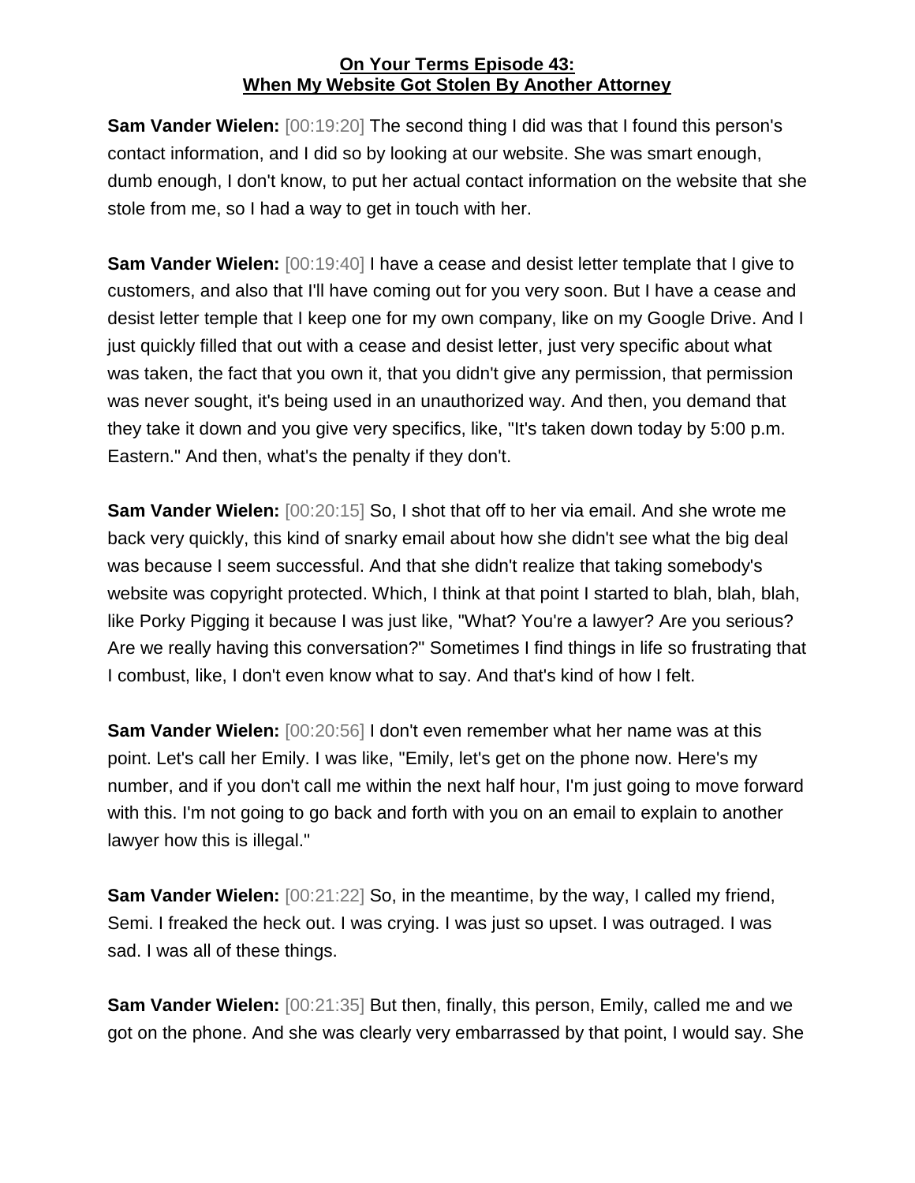**Sam Vander Wielen:** [00:19:20] The second thing I did was that I found this person's contact information, and I did so by looking at our website. She was smart enough, dumb enough, I don't know, to put her actual contact information on the website that she stole from me, so I had a way to get in touch with her.

**Sam Vander Wielen:** [00:19:40] I have a cease and desist letter template that I give to customers, and also that I'll have coming out for you very soon. But I have a cease and desist letter temple that I keep one for my own company, like on my Google Drive. And I just quickly filled that out with a cease and desist letter, just very specific about what was taken, the fact that you own it, that you didn't give any permission, that permission was never sought, it's being used in an unauthorized way. And then, you demand that they take it down and you give very specifics, like, "It's taken down today by 5:00 p.m. Eastern." And then, what's the penalty if they don't.

**Sam Vander Wielen:** [00:20:15] So, I shot that off to her via email. And she wrote me back very quickly, this kind of snarky email about how she didn't see what the big deal was because I seem successful. And that she didn't realize that taking somebody's website was copyright protected. Which, I think at that point I started to blah, blah, blah, like Porky Pigging it because I was just like, "What? You're a lawyer? Are you serious? Are we really having this conversation?" Sometimes I find things in life so frustrating that I combust, like, I don't even know what to say. And that's kind of how I felt.

**Sam Vander Wielen:** [00:20:56] I don't even remember what her name was at this point. Let's call her Emily. I was like, "Emily, let's get on the phone now. Here's my number, and if you don't call me within the next half hour, I'm just going to move forward with this. I'm not going to go back and forth with you on an email to explain to another lawyer how this is illegal."

**Sam Vander Wielen:** [00:21:22] So, in the meantime, by the way, I called my friend, Semi. I freaked the heck out. I was crying. I was just so upset. I was outraged. I was sad. I was all of these things.

**Sam Vander Wielen:** [00:21:35] But then, finally, this person, Emily, called me and we got on the phone. And she was clearly very embarrassed by that point, I would say. She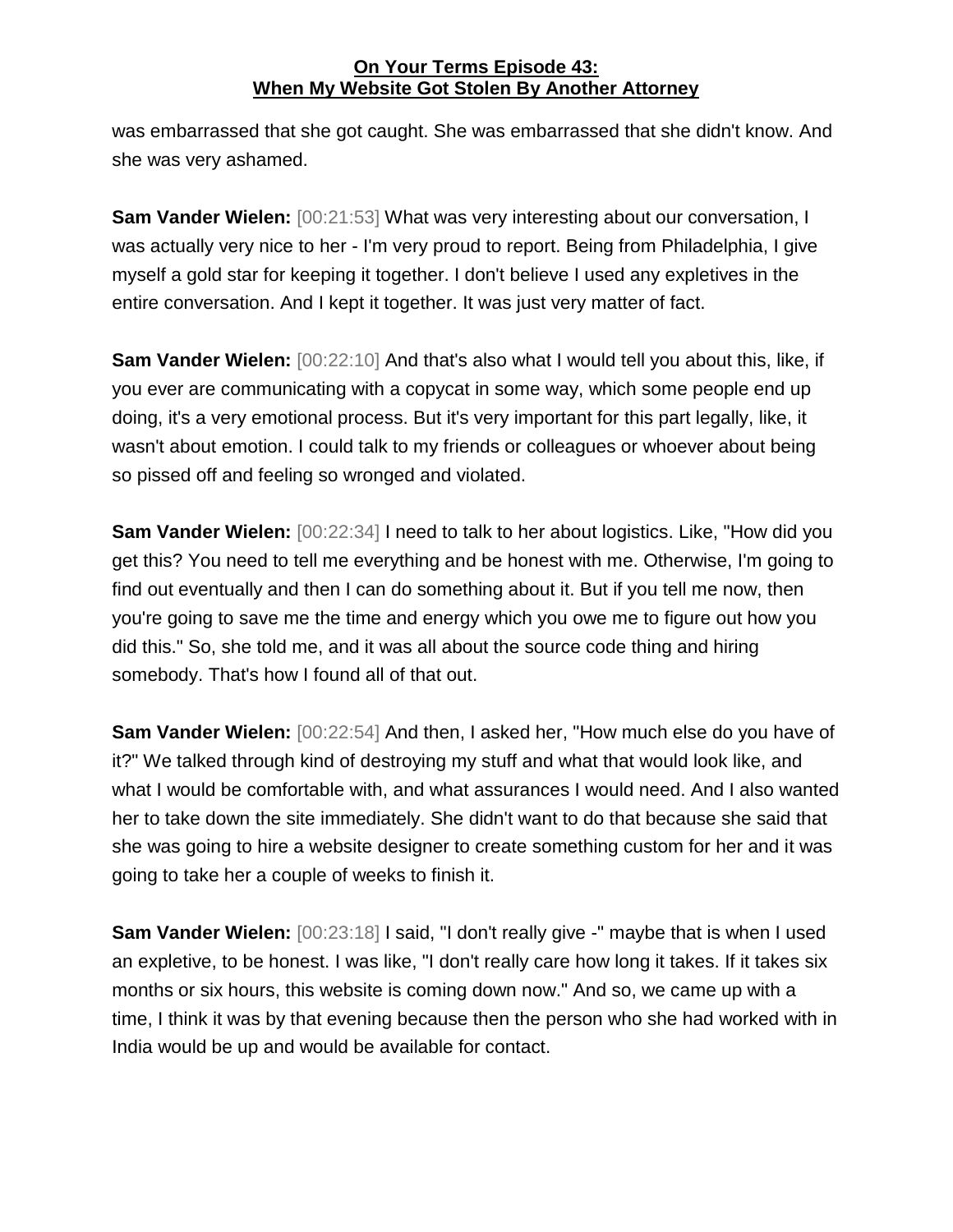was embarrassed that she got caught. She was embarrassed that she didn't know. And she was very ashamed.

**Sam Vander Wielen:** [00:21:53] What was very interesting about our conversation, I was actually very nice to her - I'm very proud to report. Being from Philadelphia, I give myself a gold star for keeping it together. I don't believe I used any expletives in the entire conversation. And I kept it together. It was just very matter of fact.

**Sam Vander Wielen:** [00:22:10] And that's also what I would tell you about this, like, if you ever are communicating with a copycat in some way, which some people end up doing, it's a very emotional process. But it's very important for this part legally, like, it wasn't about emotion. I could talk to my friends or colleagues or whoever about being so pissed off and feeling so wronged and violated.

**Sam Vander Wielen:** [00:22:34] I need to talk to her about logistics. Like, "How did you get this? You need to tell me everything and be honest with me. Otherwise, I'm going to find out eventually and then I can do something about it. But if you tell me now, then you're going to save me the time and energy which you owe me to figure out how you did this." So, she told me, and it was all about the source code thing and hiring somebody. That's how I found all of that out.

**Sam Vander Wielen:** [00:22:54] And then, I asked her, "How much else do you have of it?" We talked through kind of destroying my stuff and what that would look like, and what I would be comfortable with, and what assurances I would need. And I also wanted her to take down the site immediately. She didn't want to do that because she said that she was going to hire a website designer to create something custom for her and it was going to take her a couple of weeks to finish it.

**Sam Vander Wielen:** [00:23:18] I said, "I don't really give -" maybe that is when I used an expletive, to be honest. I was like, "I don't really care how long it takes. If it takes six months or six hours, this website is coming down now." And so, we came up with a time, I think it was by that evening because then the person who she had worked with in India would be up and would be available for contact.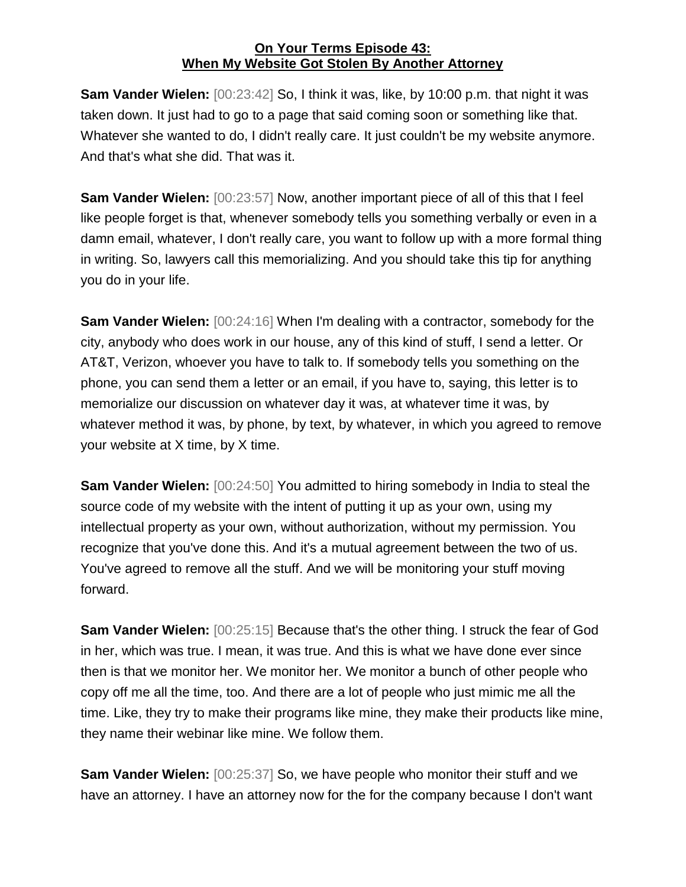**On Your Terms Episode 43:**
**When My Website Got Stolen By Another Attorney**

**Sam Vander Wielen:** [00:23:42] So, I think it was, like, by 10:00 p.m. that night it was taken down. It just had to go to a page that said coming soon or something like that. Whatever she wanted to do, I didn't really care. It just couldn't be my website anymore. And that's what she did. That was it.

**Sam Vander Wielen:** [00:23:57] Now, another important piece of all of this that I feel like people forget is that, whenever somebody tells you something verbally or even in a damn email, whatever, I don't really care, you want to follow up with a more formal thing in writing. So, lawyers call this memorializing. And you should take this tip for anything you do in your life.

**Sam Vander Wielen:** [00:24:16] When I'm dealing with a contractor, somebody for the city, anybody who does work in our house, any of this kind of stuff, I send a letter. Or AT&T, Verizon, whoever you have to talk to. If somebody tells you something on the phone, you can send them a letter or an email, if you have to, saying, this letter is to memorialize our discussion on whatever day it was, at whatever time it was, by whatever method it was, by phone, by text, by whatever, in which you agreed to remove your website at X time, by X time.

**Sam Vander Wielen:** [00:24:50] You admitted to hiring somebody in India to steal the source code of my website with the intent of putting it up as your own, using my intellectual property as your own, without authorization, without my permission. You recognize that you've done this. And it's a mutual agreement between the two of us. You've agreed to remove all the stuff. And we will be monitoring your stuff moving forward.

**Sam Vander Wielen:** [00:25:15] Because that's the other thing. I struck the fear of God in her, which was true. I mean, it was true. And this is what we have done ever since then is that we monitor her. We monitor her. We monitor a bunch of other people who copy off me all the time, too. And there are a lot of people who just mimic me all the time. Like, they try to make their programs like mine, they make their products like mine, they name their webinar like mine. We follow them.

**Sam Vander Wielen:** [00:25:37] So, we have people who monitor their stuff and we have an attorney. I have an attorney now for the for the company because I don't want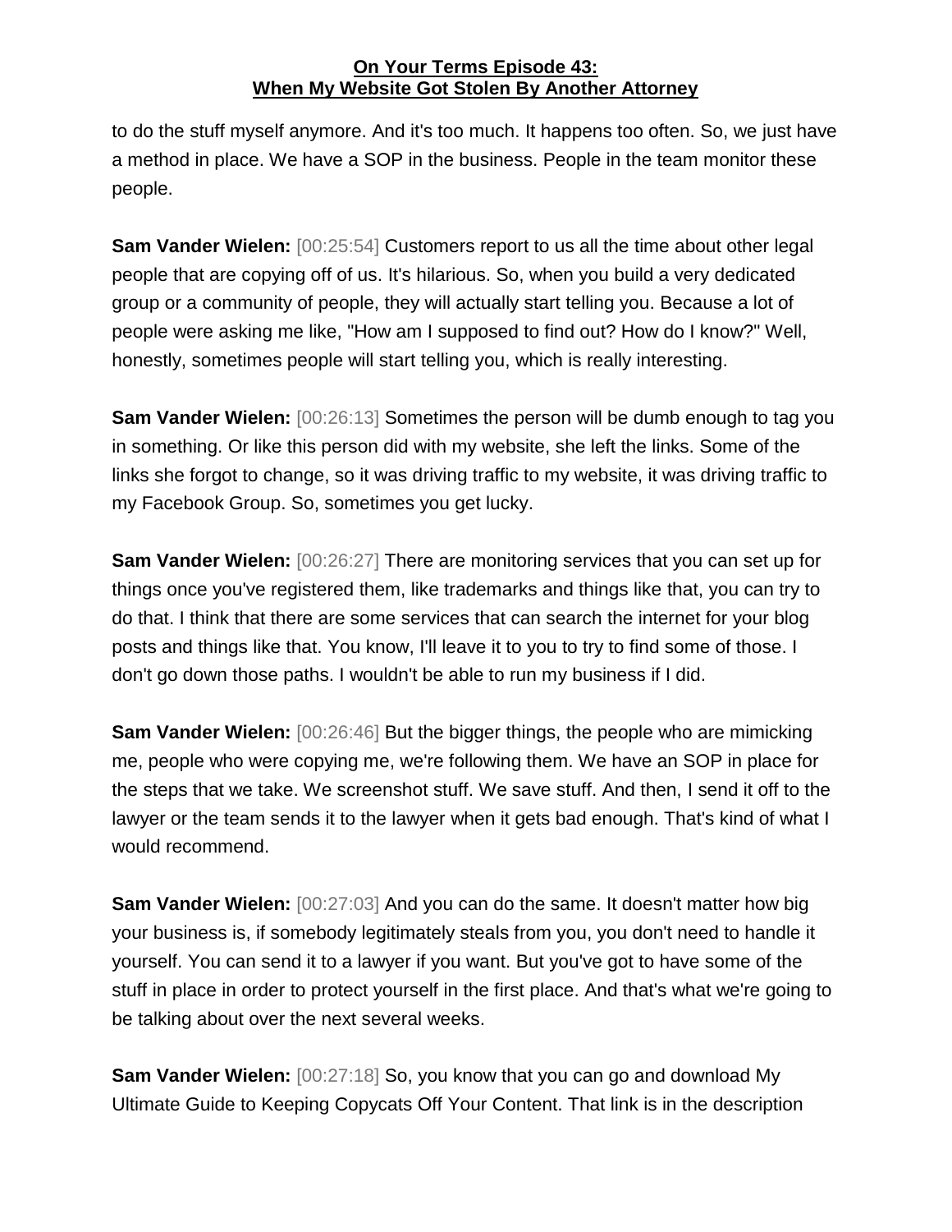to do the stuff myself anymore. And it's too much. It happens too often. So, we just have a method in place. We have a SOP in the business. People in the team monitor these people.

**Sam Vander Wielen:** [00:25:54] Customers report to us all the time about other legal people that are copying off of us. It's hilarious. So, when you build a very dedicated group or a community of people, they will actually start telling you. Because a lot of people were asking me like, "How am I supposed to find out? How do I know?" Well, honestly, sometimes people will start telling you, which is really interesting.

**Sam Vander Wielen:** [00:26:13] Sometimes the person will be dumb enough to tag you in something. Or like this person did with my website, she left the links. Some of the links she forgot to change, so it was driving traffic to my website, it was driving traffic to my Facebook Group. So, sometimes you get lucky.

**Sam Vander Wielen:** [00:26:27] There are monitoring services that you can set up for things once you've registered them, like trademarks and things like that, you can try to do that. I think that there are some services that can search the internet for your blog posts and things like that. You know, I'll leave it to you to try to find some of those. I don't go down those paths. I wouldn't be able to run my business if I did.

**Sam Vander Wielen:** [00:26:46] But the bigger things, the people who are mimicking me, people who were copying me, we're following them. We have an SOP in place for the steps that we take. We screenshot stuff. We save stuff. And then, I send it off to the lawyer or the team sends it to the lawyer when it gets bad enough. That's kind of what I would recommend.

**Sam Vander Wielen:** [00:27:03] And you can do the same. It doesn't matter how big your business is, if somebody legitimately steals from you, you don't need to handle it yourself. You can send it to a lawyer if you want. But you've got to have some of the stuff in place in order to protect yourself in the first place. And that's what we're going to be talking about over the next several weeks.

**Sam Vander Wielen:** [00:27:18] So, you know that you can go and download My Ultimate Guide to Keeping Copycats Off Your Content. That link is in the description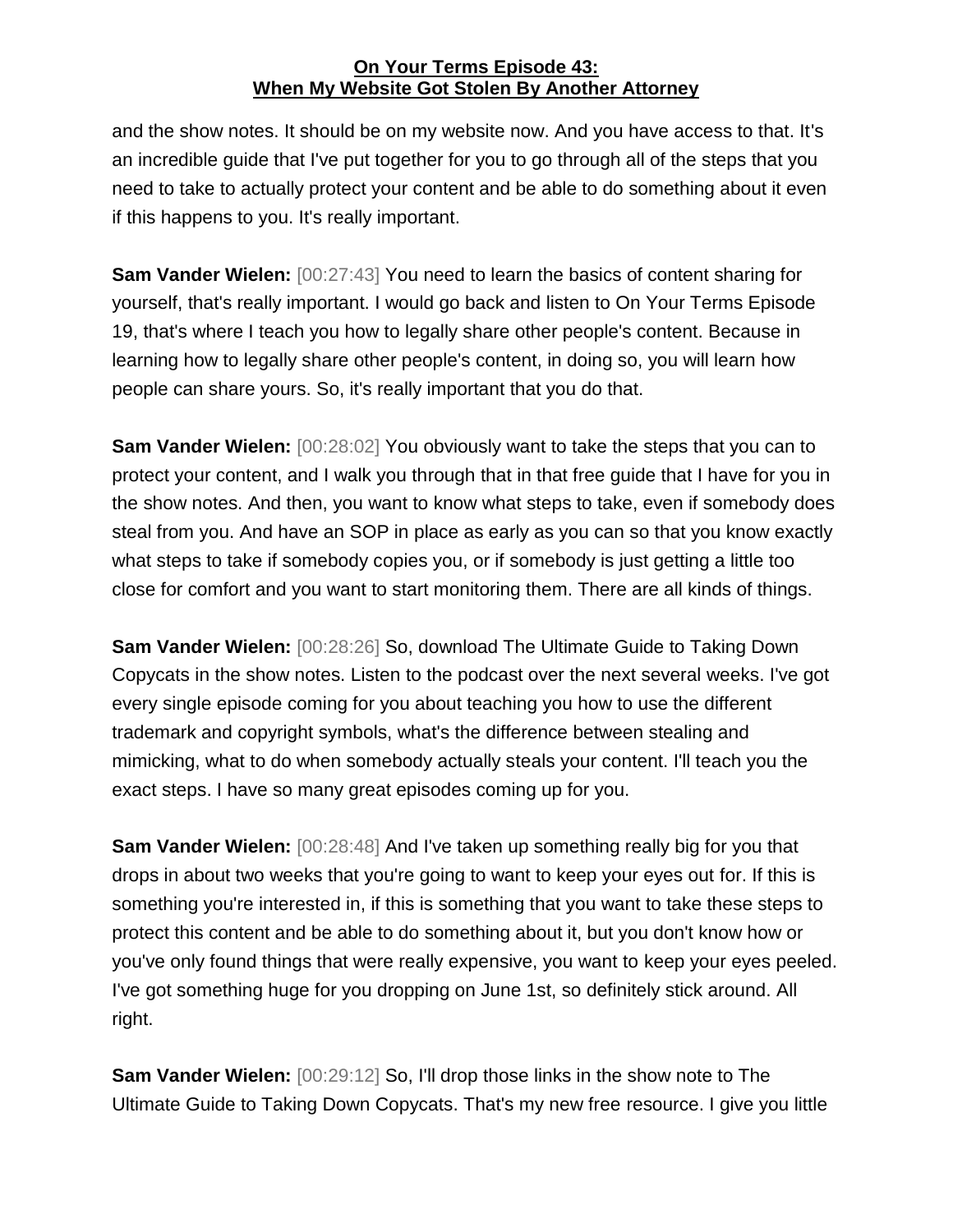and the show notes. It should be on my website now. And you have access to that. It's an incredible guide that I've put together for you to go through all of the steps that you need to take to actually protect your content and be able to do something about it even if this happens to you. It's really important.

**Sam Vander Wielen:** [00:27:43] You need to learn the basics of content sharing for yourself, that's really important. I would go back and listen to On Your Terms Episode 19, that's where I teach you how to legally share other people's content. Because in learning how to legally share other people's content, in doing so, you will learn how people can share yours. So, it's really important that you do that.

**Sam Vander Wielen:** [00:28:02] You obviously want to take the steps that you can to protect your content, and I walk you through that in that free guide that I have for you in the show notes. And then, you want to know what steps to take, even if somebody does steal from you. And have an SOP in place as early as you can so that you know exactly what steps to take if somebody copies you, or if somebody is just getting a little too close for comfort and you want to start monitoring them. There are all kinds of things.

**Sam Vander Wielen:** [00:28:26] So, download The Ultimate Guide to Taking Down Copycats in the show notes. Listen to the podcast over the next several weeks. I've got every single episode coming for you about teaching you how to use the different trademark and copyright symbols, what's the difference between stealing and mimicking, what to do when somebody actually steals your content. I'll teach you the exact steps. I have so many great episodes coming up for you.

**Sam Vander Wielen:** [00:28:48] And I've taken up something really big for you that drops in about two weeks that you're going to want to keep your eyes out for. If this is something you're interested in, if this is something that you want to take these steps to protect this content and be able to do something about it, but you don't know how or you've only found things that were really expensive, you want to keep your eyes peeled. I've got something huge for you dropping on June 1st, so definitely stick around. All right.

**Sam Vander Wielen:** [00:29:12] So, I'll drop those links in the show note to The Ultimate Guide to Taking Down Copycats. That's my new free resource. I give you little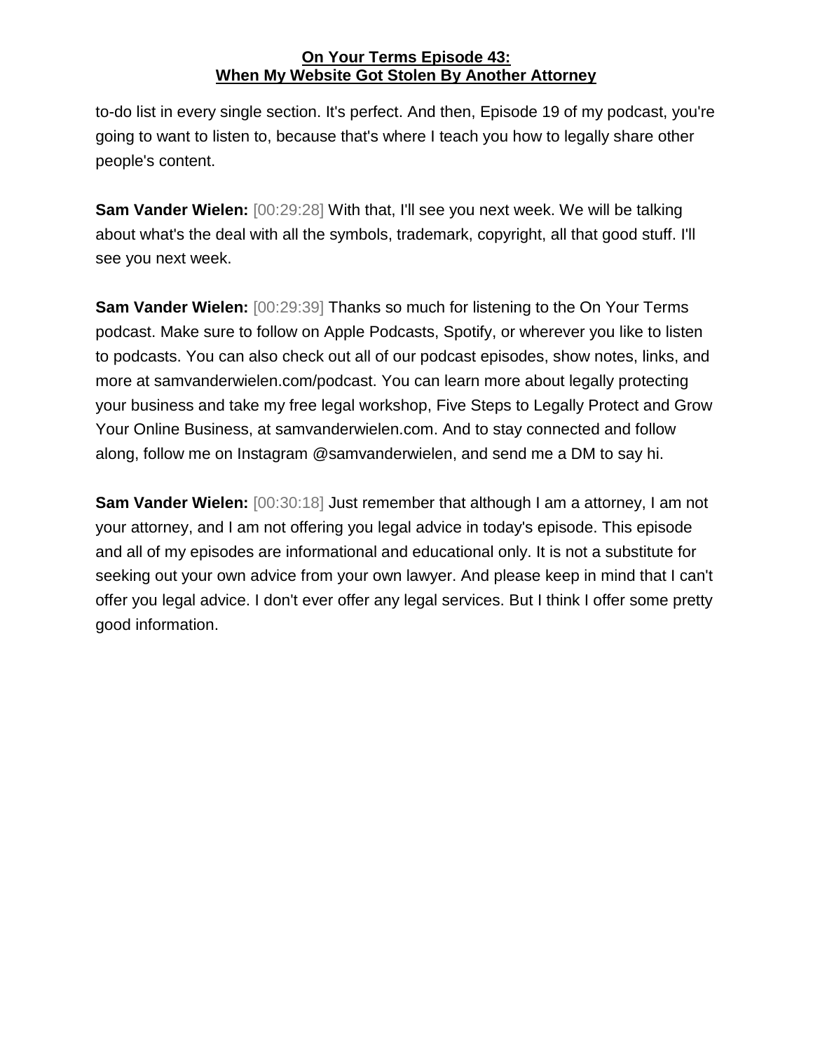to-do list in every single section. It's perfect. And then, Episode 19 of my podcast, you're going to want to listen to, because that's where I teach you how to legally share other people's content.

**Sam Vander Wielen:** [00:29:28] With that, I'll see you next week. We will be talking about what's the deal with all the symbols, trademark, copyright, all that good stuff. I'll see you next week.

**Sam Vander Wielen:** [00:29:39] Thanks so much for listening to the On Your Terms podcast. Make sure to follow on Apple Podcasts, Spotify, or wherever you like to listen to podcasts. You can also check out all of our podcast episodes, show notes, links, and more at samvanderwielen.com/podcast. You can learn more about legally protecting your business and take my free legal workshop, Five Steps to Legally Protect and Grow Your Online Business, at samvanderwielen.com. And to stay connected and follow along, follow me on Instagram @samvanderwielen, and send me a DM to say hi.

**Sam Vander Wielen:** [00:30:18] Just remember that although I am a attorney, I am not your attorney, and I am not offering you legal advice in today's episode. This episode and all of my episodes are informational and educational only. It is not a substitute for seeking out your own advice from your own lawyer. And please keep in mind that I can't offer you legal advice. I don't ever offer any legal services. But I think I offer some pretty good information.